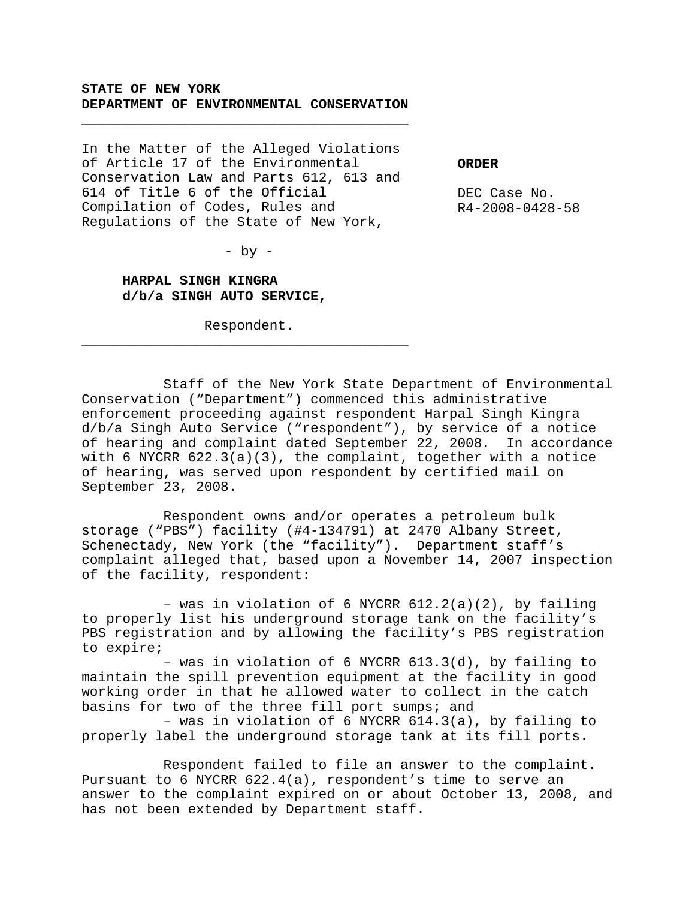**STATE OF NEW YORK**
**DEPARTMENT OF ENVIRONMENTAL CONSERVATION**

---

In the Matter of the Alleged Violations of Article 17 of the Environmental Conservation Law and Parts 612, 613 and 614 of Title 6 of the Official Compilation of Codes, Rules and Regulations of the State of New York,

- by -

**HARPAL SINGH KINGRA**
**d/b/a SINGH AUTO SERVICE,**

Respondent.

---

**ORDER**

DEC Case No.
R4-2008-0428-58

Staff of the New York State Department of Environmental Conservation ("Department") commenced this administrative enforcement proceeding against respondent Harpal Singh Kingra d/b/a Singh Auto Service ("respondent"), by service of a notice of hearing and complaint dated September 22, 2008. In accordance with 6 NYCRR 622.3(a)(3), the complaint, together with a notice of hearing, was served upon respondent by certified mail on September 23, 2008.

Respondent owns and/or operates a petroleum bulk storage ("PBS") facility (#4-134791) at 2470 Albany Street, Schenectady, New York (the "facility"). Department staff's complaint alleged that, based upon a November 14, 2007 inspection of the facility, respondent:

– was in violation of 6 NYCRR 612.2(a)(2), by failing to properly list his underground storage tank on the facility's PBS registration and by allowing the facility's PBS registration to expire;

– was in violation of 6 NYCRR 613.3(d), by failing to maintain the spill prevention equipment at the facility in good working order in that he allowed water to collect in the catch basins for two of the three fill port sumps; and

– was in violation of 6 NYCRR 614.3(a), by failing to properly label the underground storage tank at its fill ports.

Respondent failed to file an answer to the complaint. Pursuant to 6 NYCRR 622.4(a), respondent's time to serve an answer to the complaint expired on or about October 13, 2008, and has not been extended by Department staff.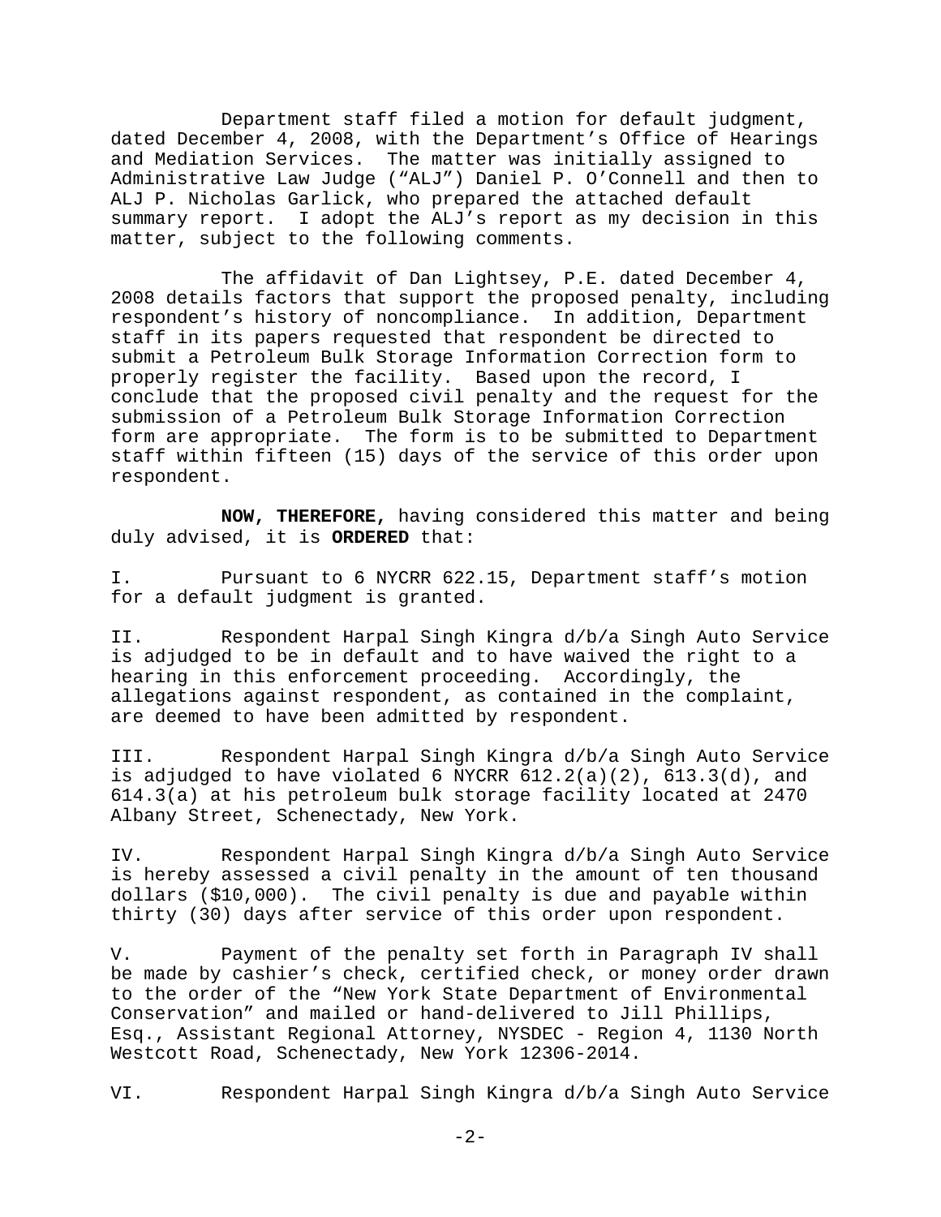Department staff filed a motion for default judgment, dated December 4, 2008, with the Department's Office of Hearings and Mediation Services. The matter was initially assigned to Administrative Law Judge ("ALJ") Daniel P. O'Connell and then to ALJ P. Nicholas Garlick, who prepared the attached default summary report. I adopt the ALJ's report as my decision in this matter, subject to the following comments.

The affidavit of Dan Lightsey, P.E. dated December 4, 2008 details factors that support the proposed penalty, including respondent's history of noncompliance. In addition, Department staff in its papers requested that respondent be directed to submit a Petroleum Bulk Storage Information Correction form to properly register the facility. Based upon the record, I conclude that the proposed civil penalty and the request for the submission of a Petroleum Bulk Storage Information Correction form are appropriate. The form is to be submitted to Department staff within fifteen (15) days of the service of this order upon respondent.

**NOW, THEREFORE,** having considered this matter and being duly advised, it is **ORDERED** that:

I. Pursuant to 6 NYCRR 622.15, Department staff's motion for a default judgment is granted.

II. Respondent Harpal Singh Kingra d/b/a Singh Auto Service is adjudged to be in default and to have waived the right to a hearing in this enforcement proceeding. Accordingly, the allegations against respondent, as contained in the complaint, are deemed to have been admitted by respondent.

III. Respondent Harpal Singh Kingra d/b/a Singh Auto Service is adjudged to have violated 6 NYCRR 612.2(a)(2), 613.3(d), and 614.3(a) at his petroleum bulk storage facility located at 2470 Albany Street, Schenectady, New York.

IV. Respondent Harpal Singh Kingra d/b/a Singh Auto Service is hereby assessed a civil penalty in the amount of ten thousand dollars ($10,000). The civil penalty is due and payable within thirty (30) days after service of this order upon respondent.

V. Payment of the penalty set forth in Paragraph IV shall be made by cashier's check, certified check, or money order drawn to the order of the "New York State Department of Environmental Conservation" and mailed or hand-delivered to Jill Phillips, Esq., Assistant Regional Attorney, NYSDEC - Region 4, 1130 North Westcott Road, Schenectady, New York 12306-2014.

VI. Respondent Harpal Singh Kingra d/b/a Singh Auto Service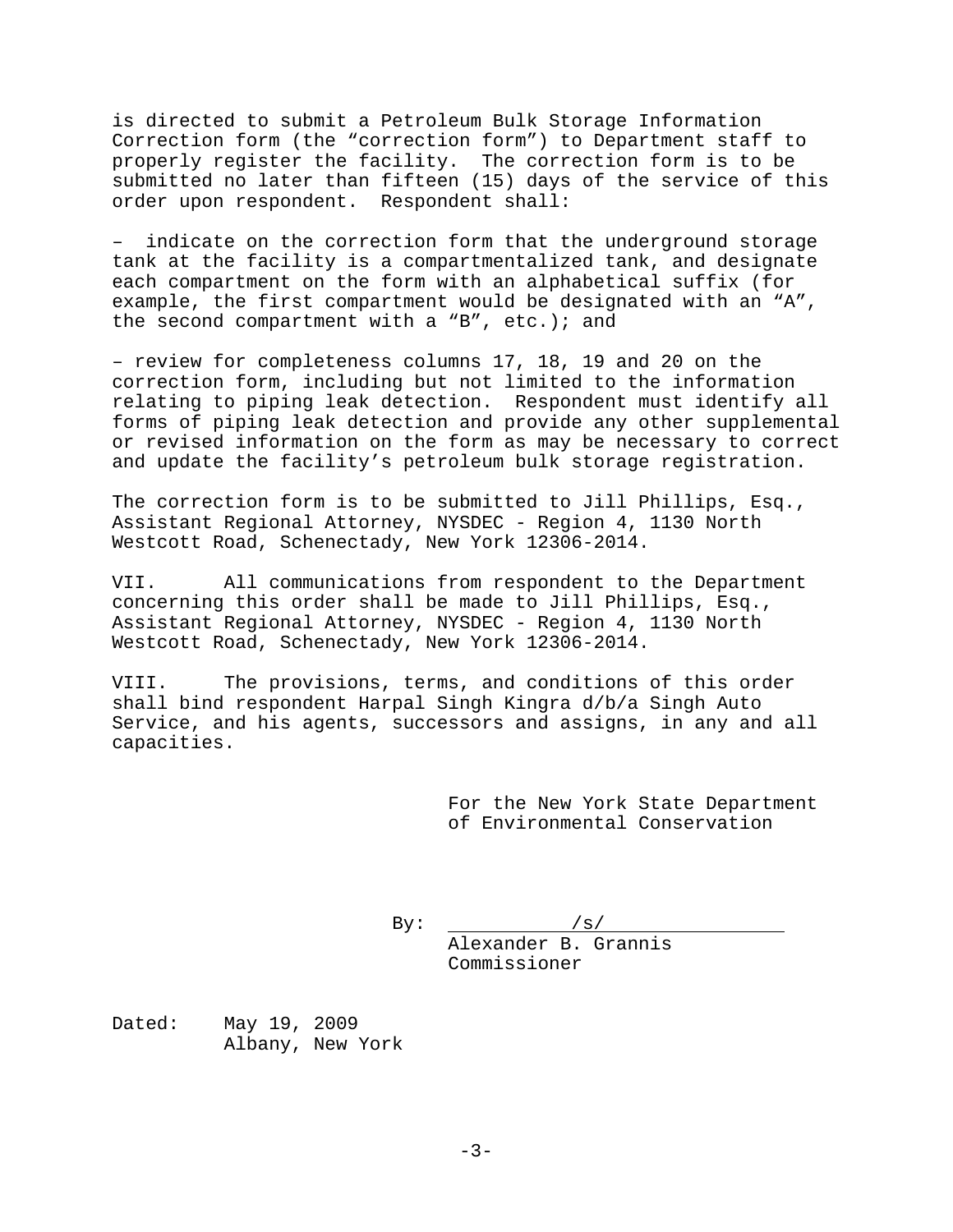is directed to submit a Petroleum Bulk Storage Information Correction form (the "correction form") to Department staff to properly register the facility. The correction form is to be submitted no later than fifteen (15) days of the service of this order upon respondent. Respondent shall:

– indicate on the correction form that the underground storage tank at the facility is a compartmentalized tank, and designate each compartment on the form with an alphabetical suffix (for example, the first compartment would be designated with an "A", the second compartment with a "B", etc.); and

– review for completeness columns 17, 18, 19 and 20 on the correction form, including but not limited to the information relating to piping leak detection. Respondent must identify all forms of piping leak detection and provide any other supplemental or revised information on the form as may be necessary to correct and update the facility's petroleum bulk storage registration.

The correction form is to be submitted to Jill Phillips, Esq., Assistant Regional Attorney, NYSDEC - Region 4, 1130 North Westcott Road, Schenectady, New York 12306-2014.

VII. All communications from respondent to the Department concerning this order shall be made to Jill Phillips, Esq., Assistant Regional Attorney, NYSDEC - Region 4, 1130 North Westcott Road, Schenectady, New York 12306-2014.

VIII. The provisions, terms, and conditions of this order shall bind respondent Harpal Singh Kingra d/b/a Singh Auto Service, and his agents, successors and assigns, in any and all capacities.

For the New York State Department of Environmental Conservation

By: /s/
Alexander B. Grannis
Commissioner

Dated: May 19, 2009
Albany, New York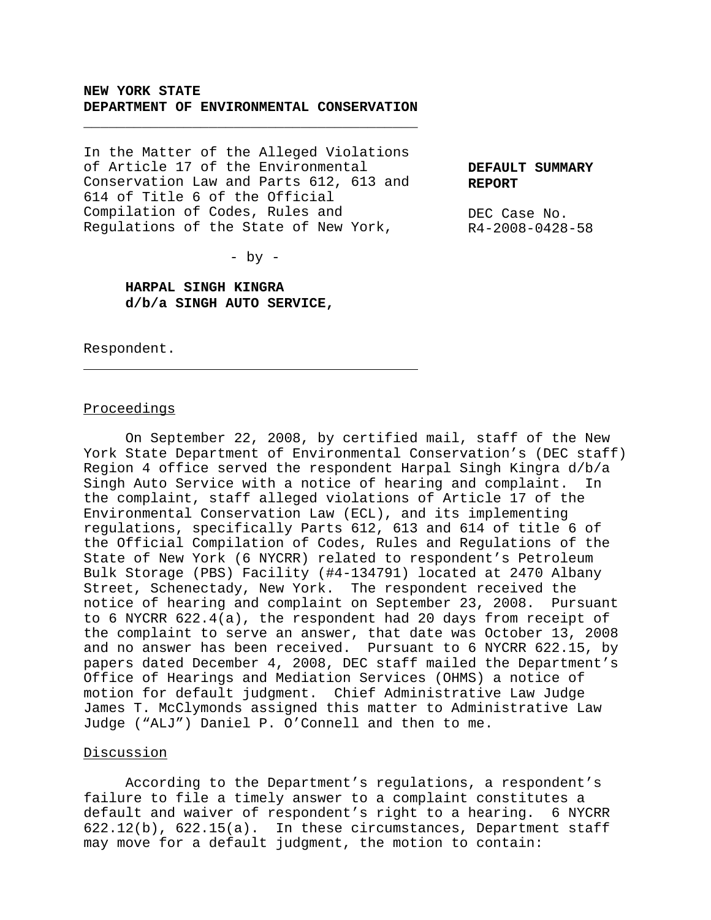**NEW YORK STATE**
**DEPARTMENT OF ENVIRONMENTAL CONSERVATION**

---

In the Matter of the Alleged Violations of Article 17 of the Environmental Conservation Law and Parts 612, 613 and 614 of Title 6 of the Official Compilation of Codes, Rules and Regulations of the State of New York,

- by -

**HARPAL SINGH KINGRA**
**d/b/a SINGH AUTO SERVICE,**

Respondent.

---

**DEFAULT SUMMARY REPORT**

DEC Case No. R4-2008-0428-58

Proceedings

On September 22, 2008, by certified mail, staff of the New York State Department of Environmental Conservation's (DEC staff) Region 4 office served the respondent Harpal Singh Kingra d/b/a Singh Auto Service with a notice of hearing and complaint. In the complaint, staff alleged violations of Article 17 of the Environmental Conservation Law (ECL), and its implementing regulations, specifically Parts 612, 613 and 614 of title 6 of the Official Compilation of Codes, Rules and Regulations of the State of New York (6 NYCRR) related to respondent's Petroleum Bulk Storage (PBS) Facility (#4-134791) located at 2470 Albany Street, Schenectady, New York. The respondent received the notice of hearing and complaint on September 23, 2008. Pursuant to 6 NYCRR 622.4(a), the respondent had 20 days from receipt of the complaint to serve an answer, that date was October 13, 2008 and no answer has been received. Pursuant to 6 NYCRR 622.15, by papers dated December 4, 2008, DEC staff mailed the Department's Office of Hearings and Mediation Services (OHMS) a notice of motion for default judgment. Chief Administrative Law Judge James T. McClymonds assigned this matter to Administrative Law Judge ("ALJ") Daniel P. O'Connell and then to me.

Discussion

According to the Department's regulations, a respondent's failure to file a timely answer to a complaint constitutes a default and waiver of respondent's right to a hearing. 6 NYCRR 622.12(b), 622.15(a). In these circumstances, Department staff may move for a default judgment, the motion to contain: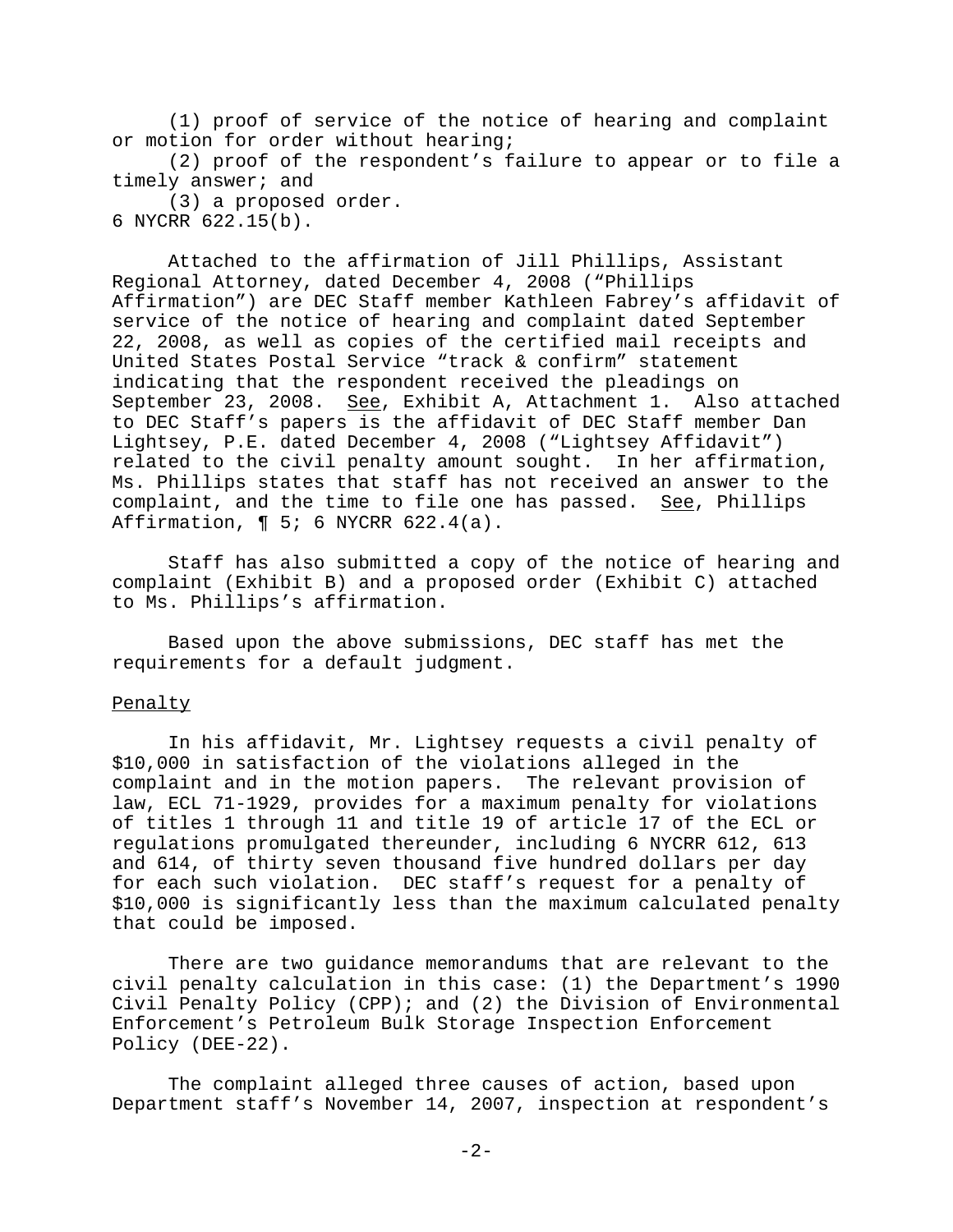(1) proof of service of the notice of hearing and complaint or motion for order without hearing;

(2) proof of the respondent's failure to appear or to file a timely answer; and

(3) a proposed order.

6 NYCRR 622.15(b).

Attached to the affirmation of Jill Phillips, Assistant Regional Attorney, dated December 4, 2008 ("Phillips Affirmation") are DEC Staff member Kathleen Fabrey's affidavit of service of the notice of hearing and complaint dated September 22, 2008, as well as copies of the certified mail receipts and United States Postal Service "track & confirm" statement indicating that the respondent received the pleadings on September 23, 2008. See, Exhibit A, Attachment 1. Also attached to DEC Staff's papers is the affidavit of DEC Staff member Dan Lightsey, P.E. dated December 4, 2008 ("Lightsey Affidavit") related to the civil penalty amount sought. In her affirmation, Ms. Phillips states that staff has not received an answer to the complaint, and the time to file one has passed. See, Phillips Affirmation, ¶ 5; 6 NYCRR 622.4(a).

Staff has also submitted a copy of the notice of hearing and complaint (Exhibit B) and a proposed order (Exhibit C) attached to Ms. Phillips's affirmation.

Based upon the above submissions, DEC staff has met the requirements for a default judgment.

## Penalty

In his affidavit, Mr. Lightsey requests a civil penalty of $10,000 in satisfaction of the violations alleged in the complaint and in the motion papers. The relevant provision of law, ECL 71-1929, provides for a maximum penalty for violations of titles 1 through 11 and title 19 of article 17 of the ECL or regulations promulgated thereunder, including 6 NYCRR 612, 613 and 614, of thirty seven thousand five hundred dollars per day for each such violation. DEC staff's request for a penalty of $10,000 is significantly less than the maximum calculated penalty that could be imposed.

There are two guidance memorandums that are relevant to the civil penalty calculation in this case: (1) the Department's 1990 Civil Penalty Policy (CPP); and (2) the Division of Environmental Enforcement's Petroleum Bulk Storage Inspection Enforcement Policy (DEE-22).

The complaint alleged three causes of action, based upon Department staff's November 14, 2007, inspection at respondent's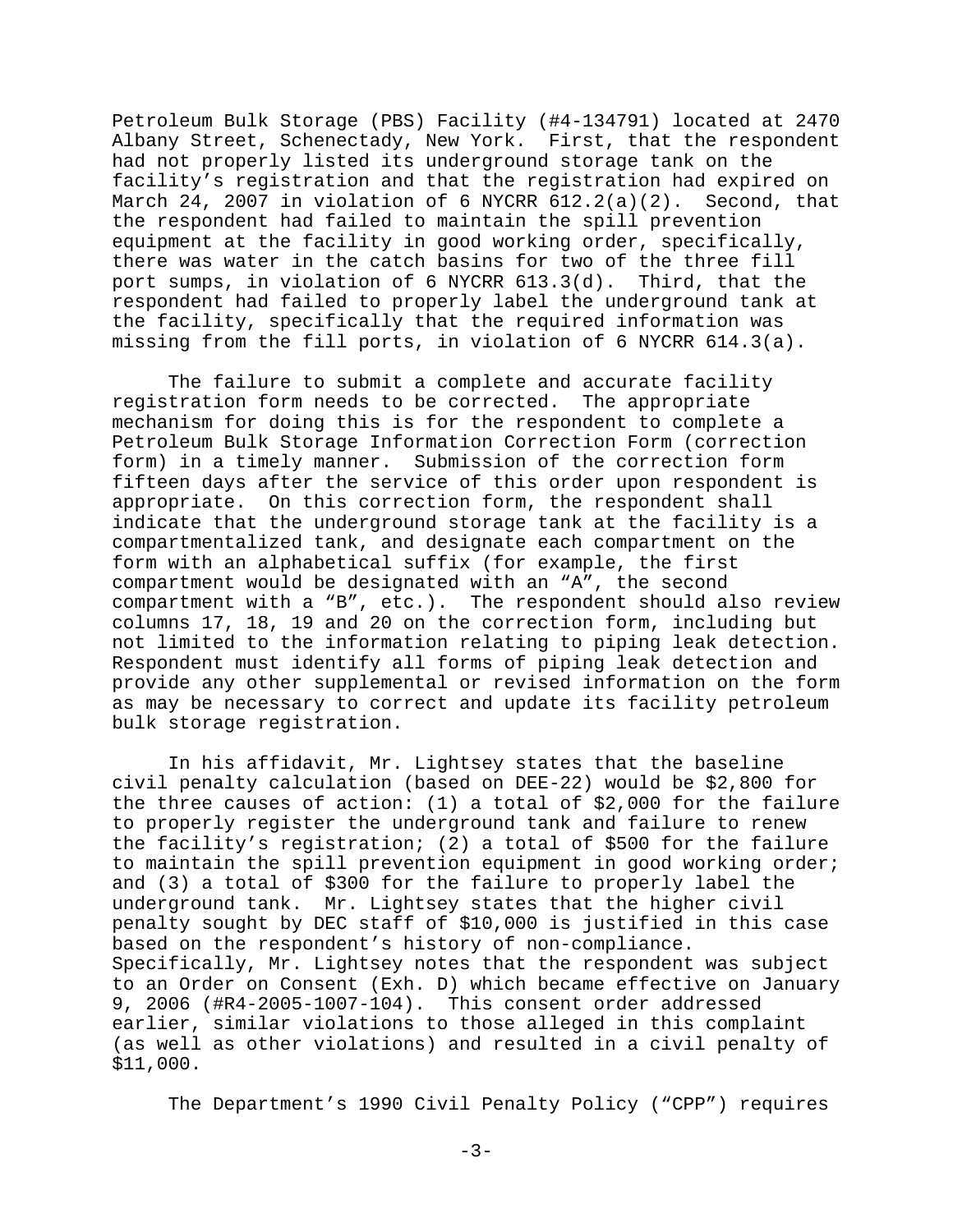Petroleum Bulk Storage (PBS) Facility (#4-134791) located at 2470 Albany Street, Schenectady, New York. First, that the respondent had not properly listed its underground storage tank on the facility's registration and that the registration had expired on March 24, 2007 in violation of 6 NYCRR 612.2(a)(2). Second, that the respondent had failed to maintain the spill prevention equipment at the facility in good working order, specifically, there was water in the catch basins for two of the three fill port sumps, in violation of 6 NYCRR 613.3(d). Third, that the respondent had failed to properly label the underground tank at the facility, specifically that the required information was missing from the fill ports, in violation of 6 NYCRR 614.3(a).

The failure to submit a complete and accurate facility registration form needs to be corrected. The appropriate mechanism for doing this is for the respondent to complete a Petroleum Bulk Storage Information Correction Form (correction form) in a timely manner. Submission of the correction form fifteen days after the service of this order upon respondent is appropriate. On this correction form, the respondent shall indicate that the underground storage tank at the facility is a compartmentalized tank, and designate each compartment on the form with an alphabetical suffix (for example, the first compartment would be designated with an "A", the second compartment with a "B", etc.). The respondent should also review columns 17, 18, 19 and 20 on the correction form, including but not limited to the information relating to piping leak detection. Respondent must identify all forms of piping leak detection and provide any other supplemental or revised information on the form as may be necessary to correct and update its facility petroleum bulk storage registration.

In his affidavit, Mr. Lightsey states that the baseline civil penalty calculation (based on DEE-22) would be $2,800 for the three causes of action: (1) a total of $2,000 for the failure to properly register the underground tank and failure to renew the facility's registration; (2) a total of $500 for the failure to maintain the spill prevention equipment in good working order; and (3) a total of $300 for the failure to properly label the underground tank. Mr. Lightsey states that the higher civil penalty sought by DEC staff of $10,000 is justified in this case based on the respondent's history of non-compliance. Specifically, Mr. Lightsey notes that the respondent was subject to an Order on Consent (Exh. D) which became effective on January 9, 2006 (#R4-2005-1007-104). This consent order addressed earlier, similar violations to those alleged in this complaint (as well as other violations) and resulted in a civil penalty of $11,000.

The Department's 1990 Civil Penalty Policy ("CPP") requires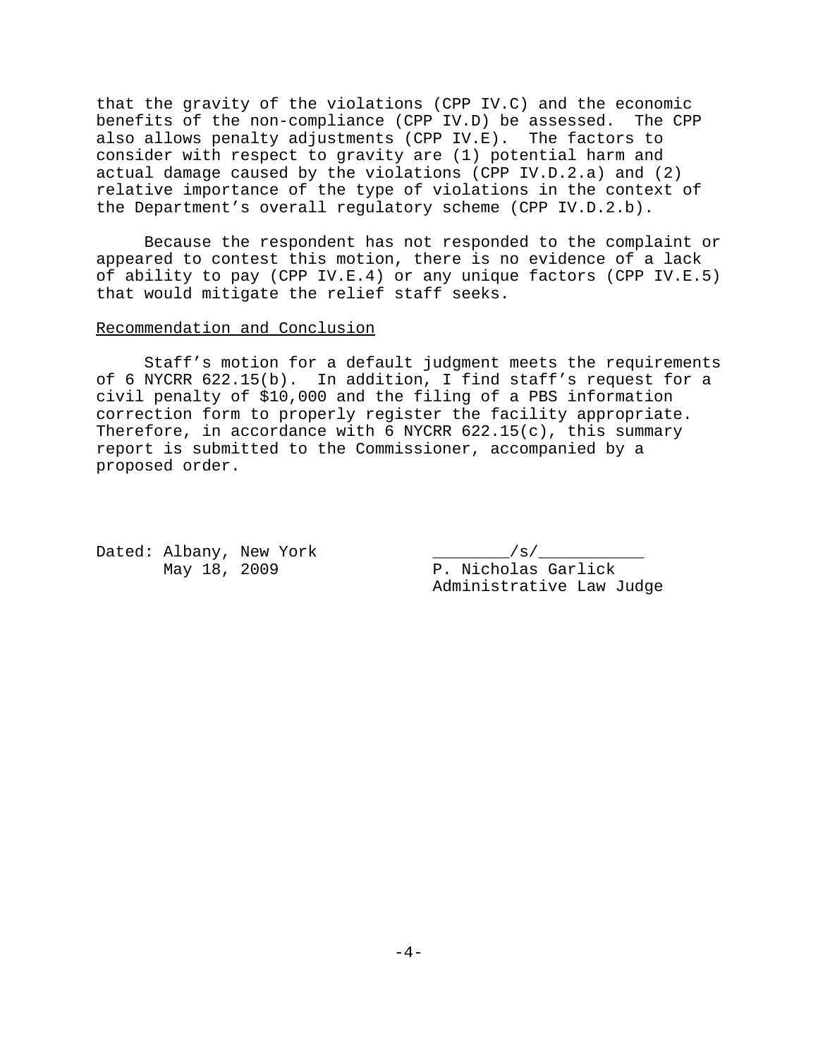that the gravity of the violations (CPP IV.C) and the economic benefits of the non-compliance (CPP IV.D) be assessed. The CPP also allows penalty adjustments (CPP IV.E). The factors to consider with respect to gravity are (1) potential harm and actual damage caused by the violations (CPP IV.D.2.a) and (2) relative importance of the type of violations in the context of the Department's overall regulatory scheme (CPP IV.D.2.b).

Because the respondent has not responded to the complaint or appeared to contest this motion, there is no evidence of a lack of ability to pay (CPP IV.E.4) or any unique factors (CPP IV.E.5) that would mitigate the relief staff seeks.

Recommendation and Conclusion

Staff's motion for a default judgment meets the requirements of 6 NYCRR 622.15(b). In addition, I find staff's request for a civil penalty of $10,000 and the filing of a PBS information correction form to properly register the facility appropriate. Therefore, in accordance with 6 NYCRR 622.15(c), this summary report is submitted to the Commissioner, accompanied by a proposed order.

Dated: Albany, New York
May 18, 2009

________/s/___________
P. Nicholas Garlick
Administrative Law Judge